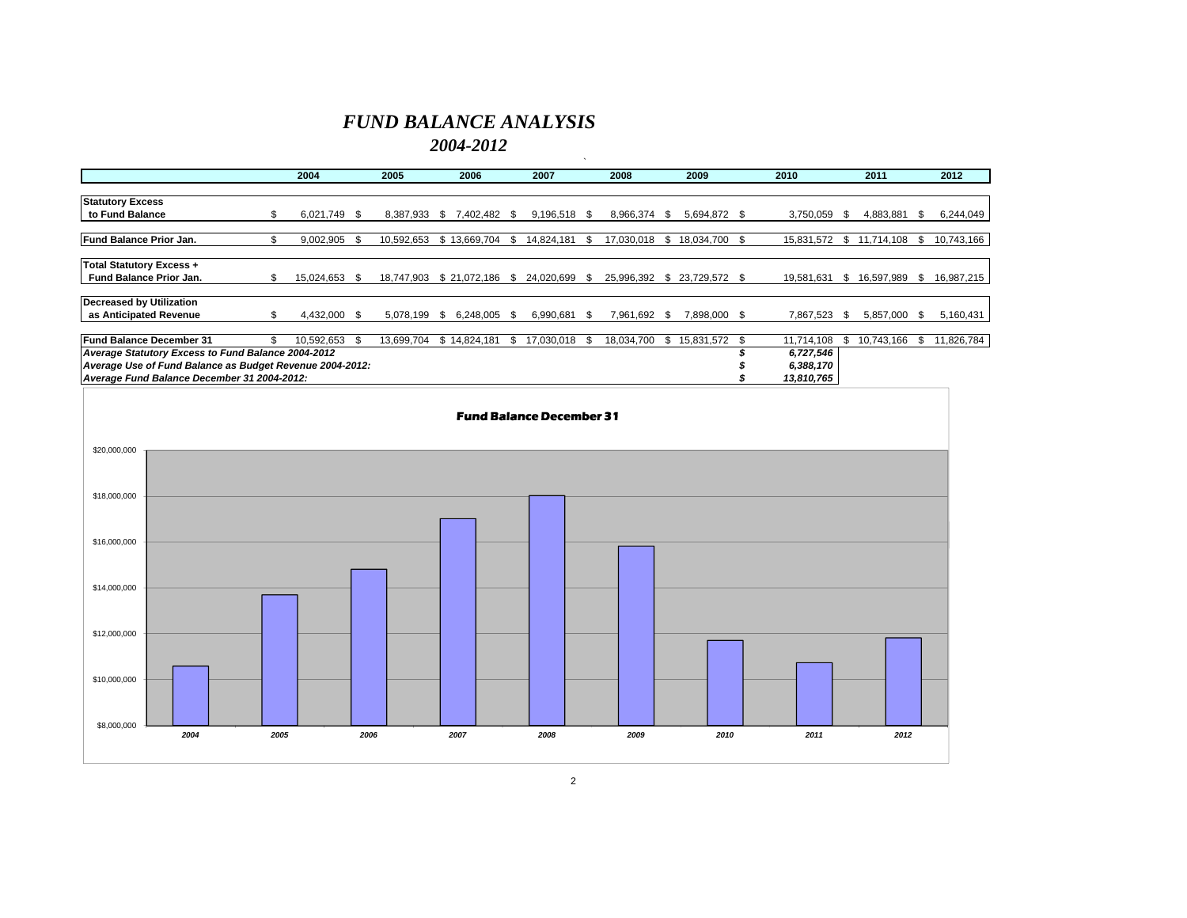# *FUND BALANCE ANALYSIS*

## *2004-2012*

| | 2004 | 2005 | 2006 | 2007 | 2008 | 2009 | 2010 | 2011 | 2012 |
|---|---|---|---|---|---|---|---|---|---|
| **Statutory Excess to Fund Balance** | $ 6,021,749 | $ 8,387,933 | $ 7,402,482 | $ 9,196,518 | $ 8,966,374 | $ 5,694,872 | $ 3,750,059 | $ 4,883,881 | $ 6,244,049 |
| **Fund Balance Prior Jan.** | $ 9,002,905 | $ 10,592,653 | $ 13,669,704 | $ 14,824,181 | $ 17,030,018 | $ 18,034,700 | $ 15,831,572 | $ 11,714,108 | $ 10,743,166 |
| **Total Statutory Excess + Fund Balance Prior Jan.** | $ 15,024,653 | $ 18,747,903 | $ 21,072,186 | $ 24,020,699 | $ 25,996,392 | $ 23,729,572 | $ 19,581,631 | $ 16,597,989 | $ 16,987,215 |
| **Decreased by Utilization as Anticipated Revenue** | $ 4,432,000 | $ 5,078,199 | $ 6,248,005 | $ 6,990,681 | $ 7,961,692 | $ 7,898,000 | $ 7,867,523 | $ 5,857,000 | $ 5,160,431 |
| **Fund Balance December 31** | $ 10,592,653 | $ 13,699,704 | $ 14,824,181 | $ 17,030,018 | $ 18,034,700 | $ 15,831,572 | $ 11,714,108 | $ 10,743,166 | $ 11,826,784 |

| | |
|---|---|
| ***Average Statutory Excess to Fund Balance 2004-2012*** | ***$ 6,727,546*** |
| ***Average Use of Fund Balance as Budget Revenue 2004-2012:*** | ***$ 6,388,170*** |
| ***Average Fund Balance December 31 2004-2012:*** | ***$ 13,810,765*** |

**Fund Balance December 31**

| Year | Fund Balance December 31 |
|---|---|
| 2004 | $10,592,653 |
| 2005 | $13,699,704 |
| 2006 | $14,824,181 |
| 2007 | $17,030,018 |
| 2008 | $18,034,700 |
| 2009 | $15,831,572 |
| 2010 | $11,714,108 |
| 2011 | $10,743,166 |
| 2012 | $11,826,784 |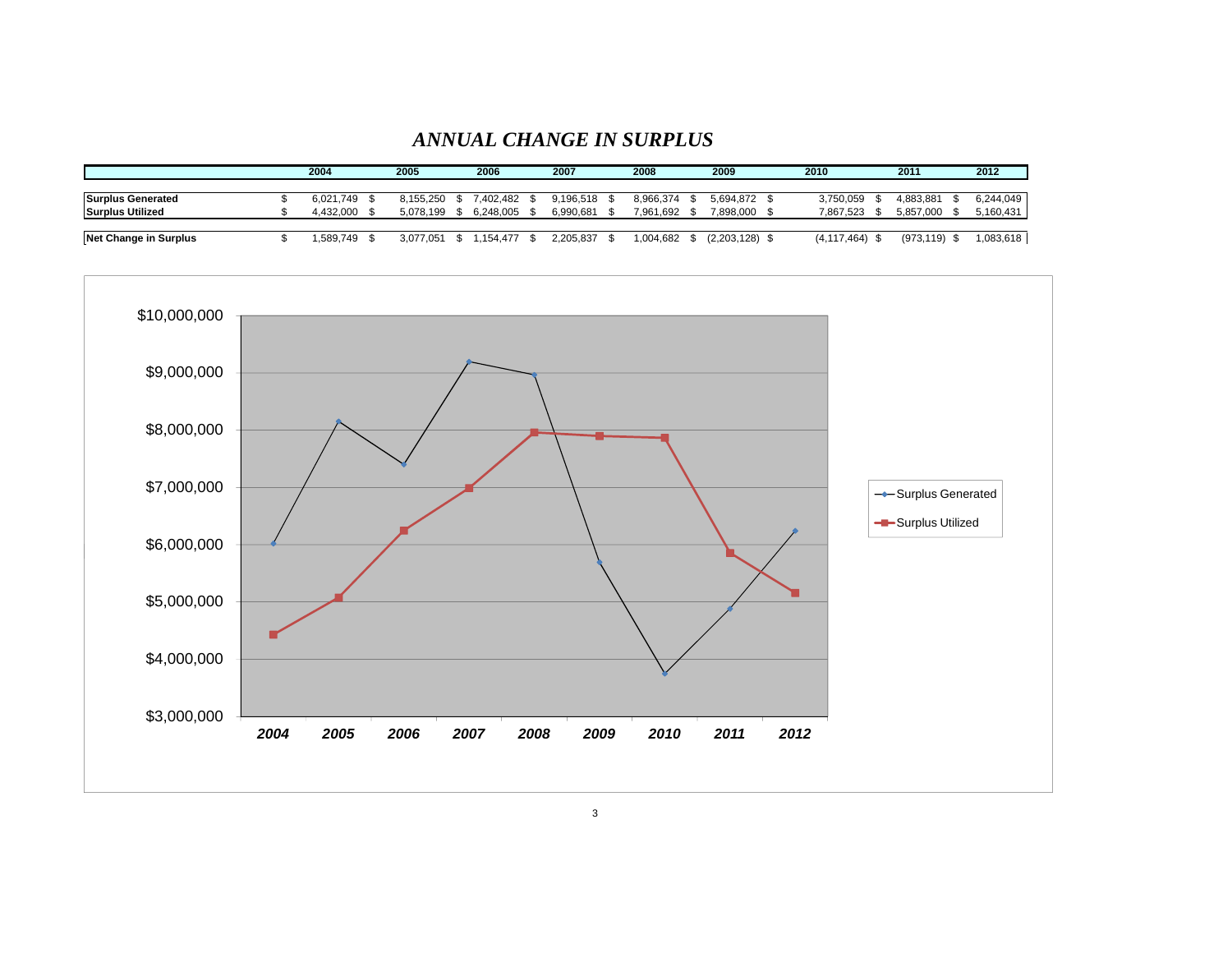# *ANNUAL CHANGE IN SURPLUS*

| | 2004 | 2005 | 2006 | 2007 | 2008 | 2009 | 2010 | 2011 | 2012 |
|---|---|---|---|---|---|---|---|---|---|
| **Surplus Generated** | $ 6,021,749 | $ 8,155,250 | $ 7,402,482 | $ 9,196,518 | $ 8,966,374 | $ 5,694,872 | $ 3,750,059 | $ 4,883,881 | $ 6,244,049 |
| **Surplus Utilized** | $ 4,432,000 | $ 5,078,199 | $ 6,248,005 | $ 6,990,681 | $ 7,961,692 | $ 7,898,000 | $ 7,867,523 | $ 5,857,000 | $ 5,160,431 |
| **Net Change in Surplus** | $ 1,589,749 | $ 3,077,051 | $ 1,154,477 | $ 2,205,837 | $ 1,004,682 | $ (2,203,128) | $ (4,117,464) | $ (973,119) | $ 1,083,618 |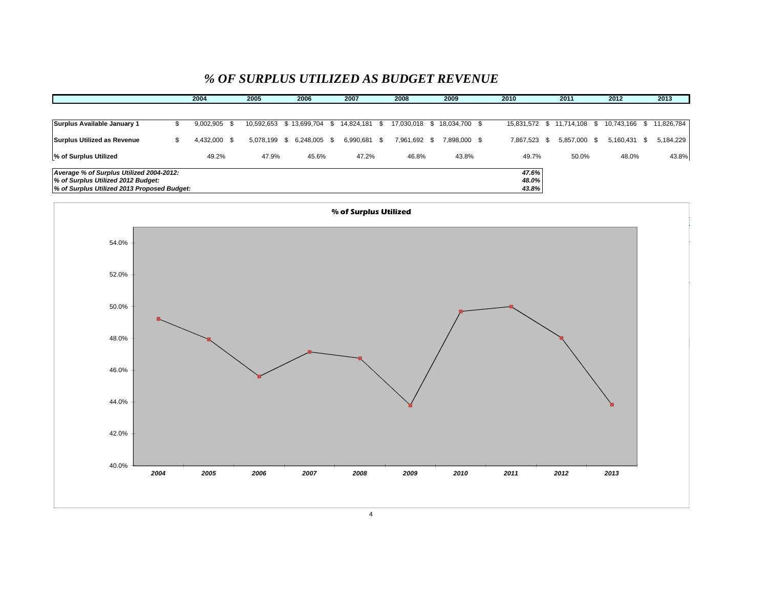# *% OF SURPLUS UTILIZED AS BUDGET REVENUE*

| | 2004 | 2005 | 2006 | 2007 | 2008 | 2009 | 2010 | 2011 | 2012 | 2013 |
|---|---|---|---|---|---|---|---|---|---|---|
| **Surplus Available January 1** | $ 9,002,905 | $ 10,592,653 | $ 13,699,704 | $ 14,824,181 | $ 17,030,018 | $ 18,034,700 | $ 15,831,572 | $ 11,714,108 | $ 10,743,166 | $ 11,826,784 |
| **Surplus Utilized as Revenue** | $ 4,432,000 | $ 5,078,199 | $ 6,248,005 | $ 6,990,681 | $ 7,961,692 | $ 7,898,000 | $ 7,867,523 | $ 5,857,000 | $ 5,160,431 | $ 5,184,229 |
| **% of Surplus Utilized** | 49.2% | 47.9% | 45.6% | 47.2% | 46.8% | 43.8% | 49.7% | 50.0% | 48.0% | 43.8% |

| | |
|---|---|
| ***Average % of Surplus Utilized 2004-2012:*** | ***47.6%*** |
| ***% of Surplus Utilized 2012 Budget:*** | ***48.0%*** |
| ***% of Surplus Utilized 2013 Proposed Budget:*** | ***43.8%*** |

**% of Surplus Utilized**

| Year | % of Surplus Utilized |
|---|---|
| 2004 | 49.2% |
| 2005 | 47.9% |
| 2006 | 45.6% |
| 2007 | 47.2% |
| 2008 | 46.8% |
| 2009 | 43.8% |
| 2010 | 49.7% |
| 2011 | 50.0% |
| 2012 | 48.0% |
| 2013 | 43.8% |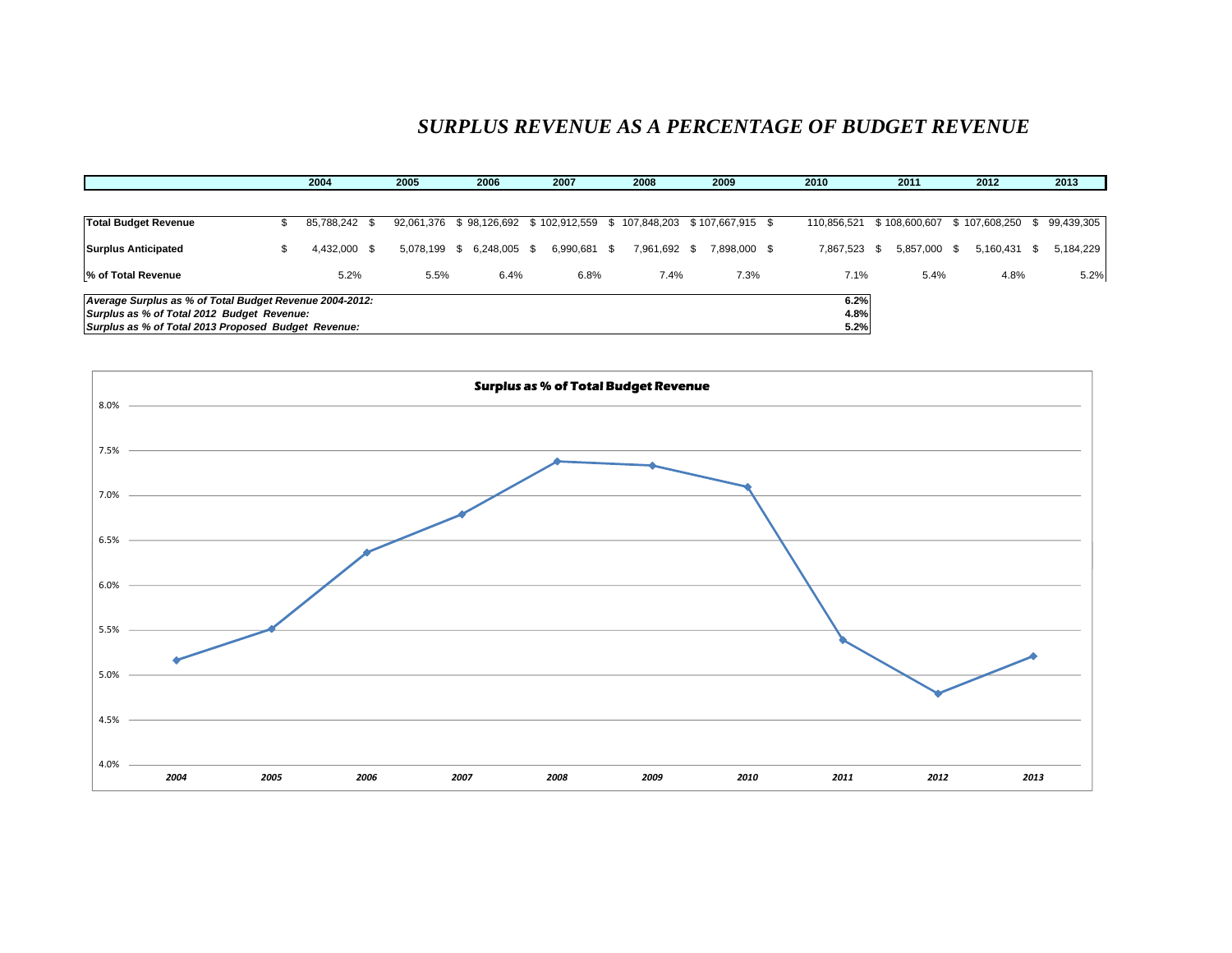# SURPLUS REVENUE AS A PERCENTAGE OF BUDGET REVENUE

| | 2004 | 2005 | 2006 | 2007 | 2008 | 2009 | 2010 | 2011 | 2012 | 2013 |
|---|---|---|---|---|---|---|---|---|---|---|
| **Total Budget Revenue** | $ 85,788,242 | $ 92,061,376 | $ 98,126,692 | $ 102,912,559 | $ 107,848,203 | $ 107,667,915 | $ 110,856,521 | $ 108,600,607 | $ 107,608,250 | $ 99,439,305 |
| **Surplus Anticipated** | $ 4,432,000 | $ 5,078,199 | $ 6,248,005 | $ 6,990,681 | $ 7,961,692 | $ 7,898,000 | $ 7,867,523 | $ 5,857,000 | $ 5,160,431 | $ 5,184,229 |
| **% of Total Revenue** | 5.2% | 5.5% | 6.4% | 6.8% | 7.4% | 7.3% | 7.1% | 5.4% | 4.8% | 5.2% |

| | |
|---|---|
| ***Average Surplus as % of Total Budget Revenue 2004-2012:*** | **6.2%** |
| ***Surplus as % of Total 2012 Budget Revenue:*** | **4.8%** |
| ***Surplus as % of Total 2013 Proposed Budget Revenue:*** | **5.2%** |

**Surplus as % of Total Budget Revenue**

| Year | 2004 | 2005 | 2006 | 2007 | 2008 | 2009 | 2010 | 2011 | 2012 | 2013 |
|---|---|---|---|---|---|---|---|---|---|---|
| Surplus as % of Total Budget Revenue | 5.2% | 5.5% | 6.4% | 6.8% | 7.4% | 7.3% | 7.1% | 5.4% | 4.8% | 5.2% |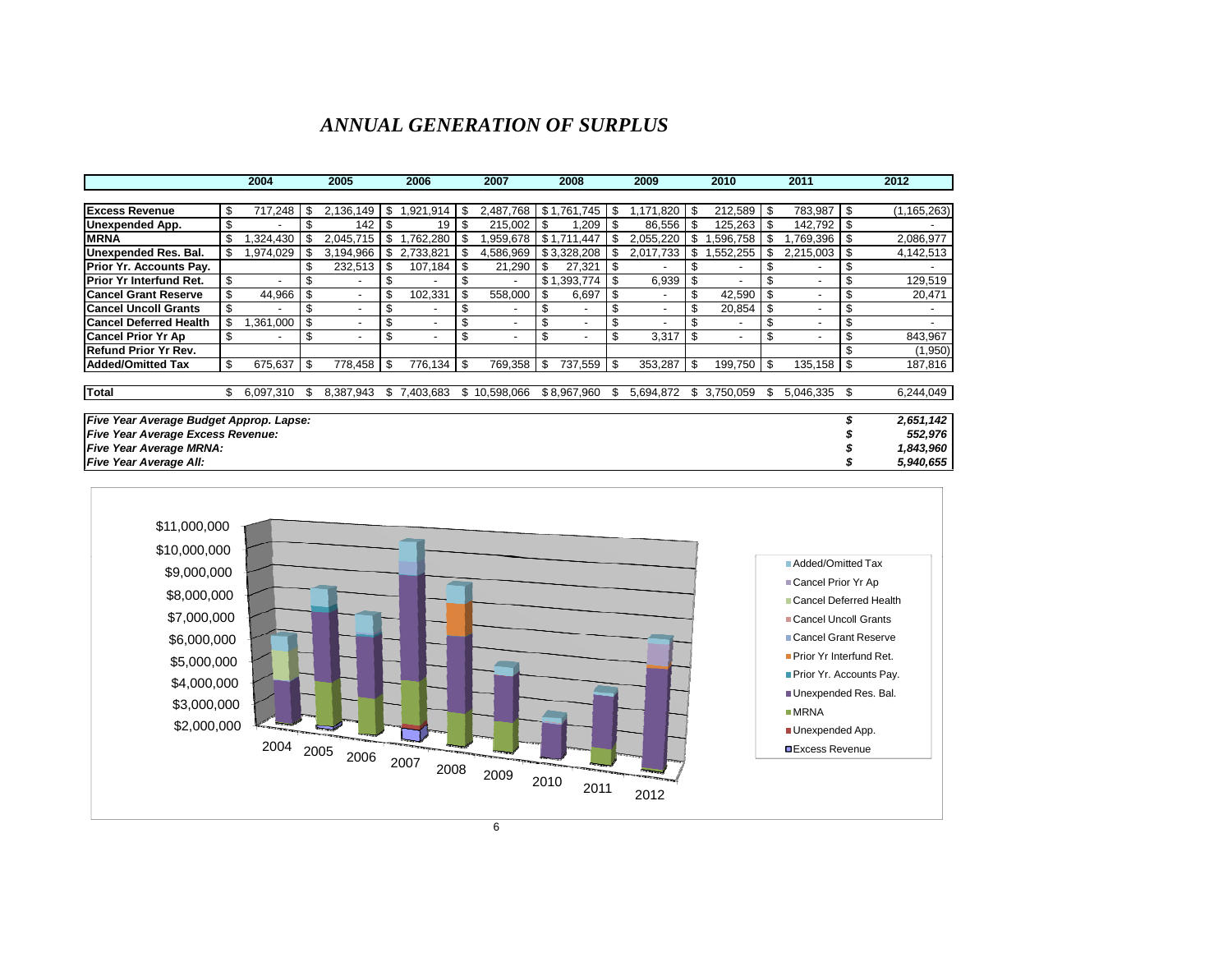# *ANNUAL GENERATION OF SURPLUS*

| | 2004 | 2005 | 2006 | 2007 | 2008 | 2009 | 2010 | 2011 | 2012 |
|---|---|---|---|---|---|---|---|---|---|
| **Excess Revenue** | $ 717,248 | $ 2,136,149 | $ 1,921,914 | $ 2,487,768 | $ 1,761,745 | $ 1,171,820 | $ 212,589 | $ 783,987 | $ (1,165,263) |
| **Unexpended App.** | $ - | $ 142 | $ 19 | $ 215,002 | $ 1,209 | $ 86,556 | $ 125,263 | $ 142,792 | $ - |
| **MRNA** | $ 1,324,430 | $ 2,045,715 | $ 1,762,280 | $ 1,959,678 | $ 1,711,447 | $ 2,055,220 | $ 1,596,758 | $ 1,769,396 | $ 2,086,977 |
| **Unexpended Res. Bal.** | $ 1,974,029 | $ 3,194,966 | $ 2,733,821 | $ 4,586,969 | $ 3,328,208 | $ 2,017,733 | $ 1,552,255 | $ 2,215,003 | $ 4,142,513 |
| **Prior Yr. Accounts Pay.** | | $ 232,513 | $ 107,184 | $ 21,290 | $ 27,321 | $ - | $ - | $ - | $ - |
| **Prior Yr Interfund Ret.** | $ - | $ - | $ - | $ - | $ 1,393,774 | $ 6,939 | $ - | $ - | $ 129,519 |
| **Cancel Grant Reserve** | $ 44,966 | $ - | $ 102,331 | $ 558,000 | $ 6,697 | $ - | $ 42,590 | $ - | $ 20,471 |
| **Cancel Uncoll Grants** | $ - | $ - | $ - | $ - | $ - | $ - | $ 20,854 | $ - | $ - |
| **Cancel Deferred Health** | $ 1,361,000 | $ - | $ - | $ - | $ - | $ - | $ - | $ - | $ - |
| **Cancel Prior Yr Ap** | $ - | $ - | $ - | $ - | $ - | $ 3,317 | $ - | $ - | $ 843,967 |
| **Refund Prior Yr Rev.** | | | | | | | | | $ (1,950) |
| **Added/Omitted Tax** | $ 675,637 | $ 778,458 | $ 776,134 | $ 769,358 | $ 737,559 | $ 353,287 | $ 199,750 | $ 135,158 | $ 187,816 |
| **Total** | $ 6,097,310 | $ 8,387,943 | $ 7,403,683 | $ 10,598,066 | $ 8,967,960 | $ 5,694,872 | $ 3,750,059 | $ 5,046,335 | $ 6,244,049 |

| | |
|---|---|
| ***Five Year Average Budget Approp. Lapse:*** | ***$ 2,651,142*** |
| ***Five Year Average Excess Revenue:*** | ***$ 552,976*** |
| ***Five Year Average MRNA:*** | ***$ 1,843,960*** |
| ***Five Year Average All:*** | ***$ 5,940,655*** |

$11,000,000
$10,000,000
$9,000,000
$8,000,000
$7,000,000
$6,000,000
$5,000,000
$4,000,000
$3,000,000
$2,000,000

2004 2005 2006 2007 2008 2009 2010 2011 2012

Added/Omitted Tax
Cancel Prior Yr Ap
Cancel Deferred Health
Cancel Uncoll Grants
Cancel Grant Reserve
Prior Yr Interfund Ret.
Prior Yr. Accounts Pay.
Unexpended Res. Bal.
MRNA
Unexpended App.
Excess Revenue